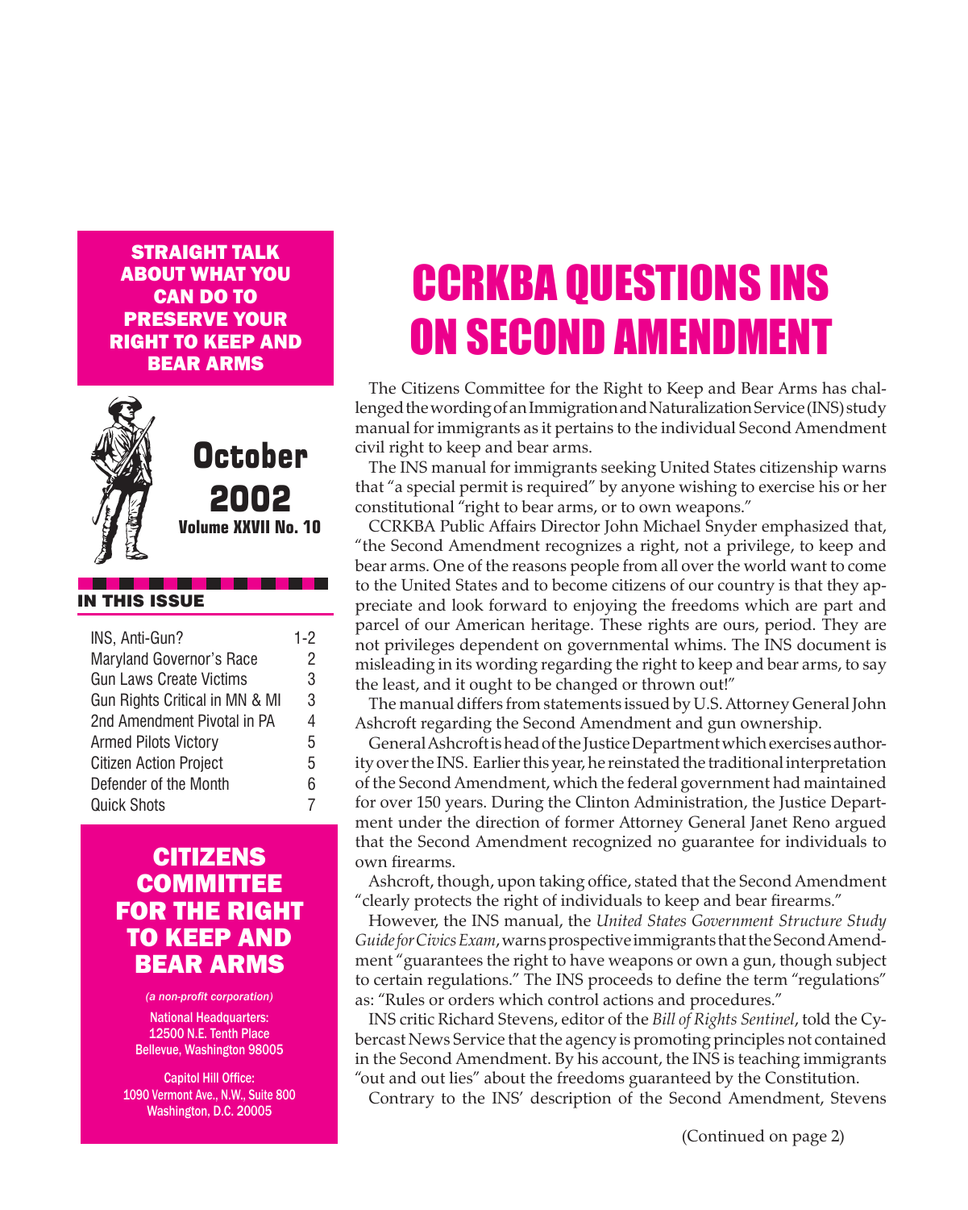**STRAIGHT TALK ABOUT WHAT YOU CAN DO TO PRESERVE YOUR RIGHT TO KEEP AND BEAR ARMS**

**October 2002**
**Volume XXVII No. 10**

**IN THIS ISSUE**

| | |
|---|---|
| INS, Anti-Gun? | 1-2 |
| Maryland Governor's Race | 2 |
| Gun Laws Create Victims | 3 |
| Gun Rights Critical in MN & MI | 3 |
| 2nd Amendment Pivotal in PA | 4 |
| Armed Pilots Victory | 5 |
| Citizen Action Project | 5 |
| Defender of the Month | 6 |
| Quick Shots | 7 |

**CITIZENS COMMITTEE FOR THE RIGHT TO KEEP AND BEAR ARMS**

*(a non-profit corporation)*

National Headquarters:
12500 N.E. Tenth Place
Bellevue, Washington 98005

Capitol Hill Office:
1090 Vermont Ave., N.W., Suite 800
Washington, D.C. 20005

# CCRKBA QUESTIONS INS ON SECOND AMENDMENT

The Citizens Committee for the Right to Keep and Bear Arms has challenged the wording of an Immigration and Naturalization Service (INS) study manual for immigrants as it pertains to the individual Second Amendment civil right to keep and bear arms.

The INS manual for immigrants seeking United States citizenship warns that "a special permit is required" by anyone wishing to exercise his or her constitutional "right to bear arms, or to own weapons."

CCRKBA Public Affairs Director John Michael Snyder emphasized that, "the Second Amendment recognizes a right, not a privilege, to keep and bear arms. One of the reasons people from all over the world want to come to the United States and to become citizens of our country is that they appreciate and look forward to enjoying the freedoms which are part and parcel of our American heritage. These rights are ours, period. They are not privileges dependent on governmental whims. The INS document is misleading in its wording regarding the right to keep and bear arms, to say the least, and it ought to be changed or thrown out!"

The manual differs from statements issued by U.S. Attorney General John Ashcroft regarding the Second Amendment and gun ownership.

General Ashcroft is head of the Justice Department which exercises authority over the INS. Earlier this year, he reinstated the traditional interpretation of the Second Amendment, which the federal government had maintained for over 150 years. During the Clinton Administration, the Justice Department under the direction of former Attorney General Janet Reno argued that the Second Amendment recognized no guarantee for individuals to own firearms.

Ashcroft, though, upon taking office, stated that the Second Amendment "clearly protects the right of individuals to keep and bear firearms."

However, the INS manual, the *United States Government Structure Study Guide for Civics Exam*, warns prospective immigrants that the Second Amendment "guarantees the right to have weapons or own a gun, though subject to certain regulations." The INS proceeds to define the term "regulations" as: "Rules or orders which control actions and procedures."

INS critic Richard Stevens, editor of the *Bill of Rights Sentinel*, told the Cybercast News Service that the agency is promoting principles not contained in the Second Amendment. By his account, the INS is teaching immigrants "out and out lies" about the freedoms guaranteed by the Constitution.

Contrary to the INS' description of the Second Amendment, Stevens

(Continued on page 2)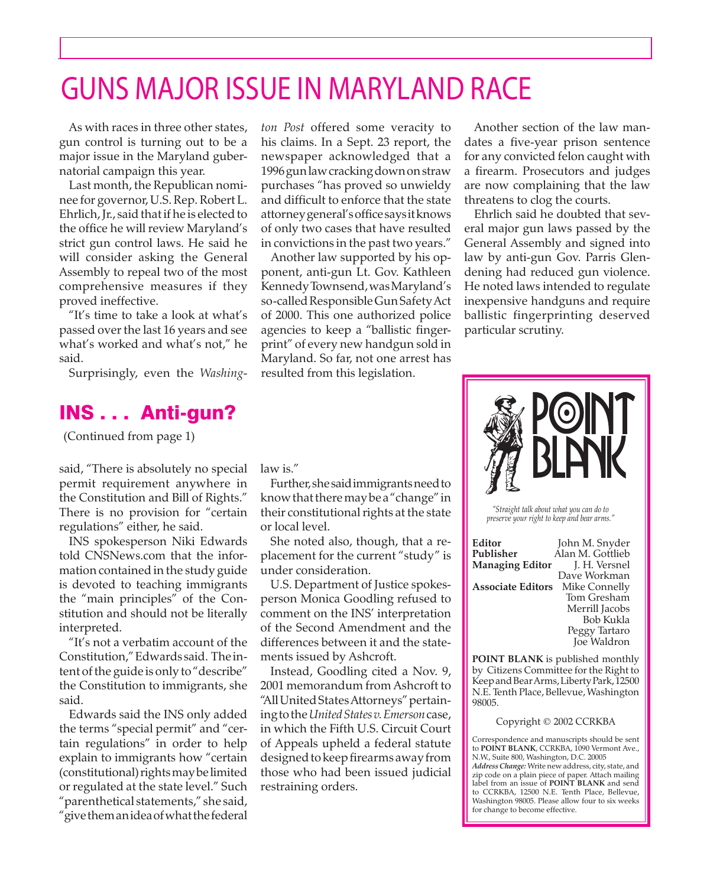# GUNS MAJOR ISSUE IN MARYLAND RACE

As with races in three other states, gun control is turning out to be a major issue in the Maryland gubernatorial campaign this year.

Last month, the Republican nominee for governor, U.S. Rep. Robert L. Ehrlich, Jr., said that if he is elected to the office he will review Maryland's strict gun control laws. He said he will consider asking the General Assembly to repeal two of the most comprehensive measures if they proved ineffective.

"It's time to take a look at what's passed over the last 16 years and see what's worked and what's not," he said.

Surprisingly, even the *Washington Post* offered some veracity to his claims. In a Sept. 23 report, the newspaper acknowledged that a 1996 gun law cracking down on straw purchases "has proved so unwieldy and difficult to enforce that the state attorney general's office says it knows of only two cases that have resulted in convictions in the past two years."

Another law supported by his opponent, anti-gun Lt. Gov. Kathleen Kennedy Townsend, was Maryland's so-called Responsible Gun Safety Act of 2000. This one authorized police agencies to keep a "ballistic fingerprint" of every new handgun sold in Maryland. So far, not one arrest has resulted from this legislation.

Another section of the law mandates a five-year prison sentence for any convicted felon caught with a firearm. Prosecutors and judges are now complaining that the law threatens to clog the courts.

Ehrlich said he doubted that several major gun laws passed by the General Assembly and signed into law by anti-gun Gov. Parris Glendening had reduced gun violence. He noted laws intended to regulate inexpensive handguns and require ballistic fingerprinting deserved particular scrutiny.

## INS . . . Anti-gun?

(Continued from page 1)

said, "There is absolutely no special permit requirement anywhere in the Constitution and Bill of Rights." There is no provision for "certain regulations" either, he said.

INS spokesperson Niki Edwards told CNSNews.com that the information contained in the study guide is devoted to teaching immigrants the "main principles" of the Constitution and should not be literally interpreted.

"It's not a verbatim account of the Constitution," Edwards said. The intent of the guide is only to "describe" the Constitution to immigrants, she said.

Edwards said the INS only added the terms "special permit" and "certain regulations" in order to help explain to immigrants how "certain (constitutional) rights may be limited or regulated at the state level." Such "parenthetical statements," she said, "give them an idea of what the federal law is."

Further, she said immigrants need to know that there may be a "change" in their constitutional rights at the state or local level.

She noted also, though, that a replacement for the current "study" is under consideration.

U.S. Department of Justice spokesperson Monica Goodling refused to comment on the INS' interpretation of the Second Amendment and the differences between it and the statements issued by Ashcroft.

Instead, Goodling cited a Nov. 9, 2001 memorandum from Ashcroft to "All United States Attorneys" pertaining to the *United States v. Emerson* case, in which the Fifth U.S. Circuit Court of Appeals upheld a federal statute designed to keep firearms away from those who had been issued judicial restraining orders.

---

**POINT BLANK**

*"Straight talk about what you can do to preserve your right to keep and bear arms."*

| | |
|---|---|
| **Editor** | John M. Snyder |
| **Publisher** | Alan M. Gottlieb |
| **Managing Editor** | J. H. Versnel |
| | Dave Workman |
| **Associate Editors** | Mike Connelly |
| | Tom Gresham |
| | Merrill Jacobs |
| | Bob Kukla |
| | Peggy Tartaro |
| | Joe Waldron |

**POINT BLANK** is published monthly by Citizens Committee for the Right to Keep and Bear Arms, Liberty Park, 12500 N.E. Tenth Place, Bellevue, Washington 98005.

Copyright © 2002 CCRKBA

Correspondence and manuscripts should be sent to **POINT BLANK**, CCRKBA, 1090 Vermont Ave., N.W., Suite 800, Washington, D.C. 20005

***Address Change:*** Write new address, city, state, and zip code on a plain piece of paper. Attach mailing label from an issue of **POINT BLANK** and send to CCRKBA, 12500 N.E. Tenth Place, Bellevue, Washington 98005. Please allow four to six weeks for change to become effective.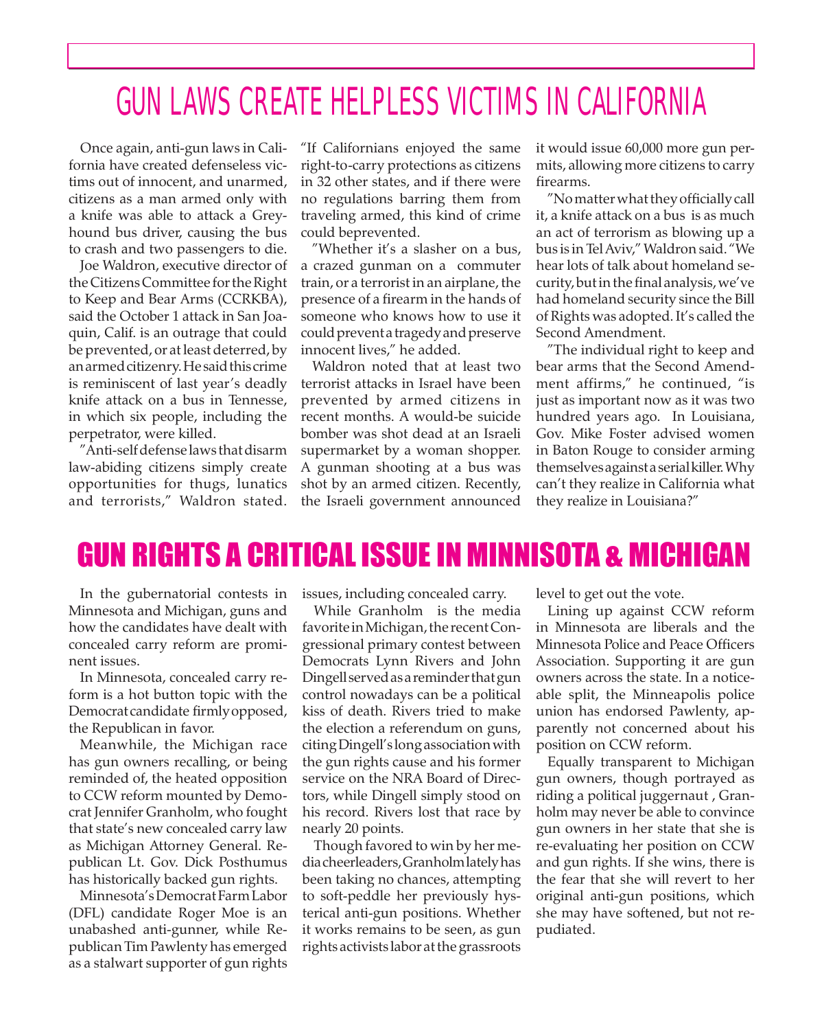# GUN LAWS CREATE HELPLESS VICTIMS IN CALIFORNIA

Once again, anti-gun laws in California have created defenseless victims out of innocent, and unarmed, citizens as a man armed only with a knife was able to attack a Greyhound bus driver, causing the bus to crash and two passengers to die.

Joe Waldron, executive director of the Citizens Committee for the Right to Keep and Bear Arms (CCRKBA), said the October 1 attack in San Joaquin, Calif. is an outrage that could be prevented, or at least deterred, by an armed citizenry. He said this crime is reminiscent of last year's deadly knife attack on a bus in Tennesse, in which six people, including the perpetrator, were killed.

"Anti-self defense laws that disarm law-abiding citizens simply create opportunities for thugs, lunatics and terrorists," Waldron stated. "If Californians enjoyed the same right-to-carry protections as citizens in 32 other states, and if there were no regulations barring them from traveling armed, this kind of crime could beprevented.

"Whether it's a slasher on a bus, a crazed gunman on a commuter train, or a terrorist in an airplane, the presence of a firearm in the hands of someone who knows how to use it could prevent a tragedy and preserve innocent lives," he added.

Waldron noted that at least two terrorist attacks in Israel have been prevented by armed citizens in recent months. A would-be suicide bomber was shot dead at an Israeli supermarket by a woman shopper. A gunman shooting at a bus was shot by an armed citizen. Recently, the Israeli government announced it would issue 60,000 more gun permits, allowing more citizens to carry firearms.

"No matter what they officially call it, a knife attack on a bus is as much an act of terrorism as blowing up a bus is in Tel Aviv," Waldron said. "We hear lots of talk about homeland security, but in the final analysis, we've had homeland security since the Bill of Rights was adopted. It's called the Second Amendment.

"The individual right to keep and bear arms that the Second Amendment affirms," he continued, "is just as important now as it was two hundred years ago. In Louisiana, Gov. Mike Foster advised women in Baton Rouge to consider arming themselves against a serial killer. Why can't they realize in California what they realize in Louisiana?"

# GUN RIGHTS A CRITICAL ISSUE IN MINNISOTA & MICHIGAN

In the gubernatorial contests in Minnesota and Michigan, guns and how the candidates have dealt with concealed carry reform are prominent issues.

In Minnesota, concealed carry reform is a hot button topic with the Democrat candidate firmly opposed, the Republican in favor.

Meanwhile, the Michigan race has gun owners recalling, or being reminded of, the heated opposition to CCW reform mounted by Democrat Jennifer Granholm, who fought that state's new concealed carry law as Michigan Attorney General. Republican Lt. Gov. Dick Posthumus has historically backed gun rights.

Minnesota's Democrat Farm Labor (DFL) candidate Roger Moe is an unabashed anti-gunner, while Republican Tim Pawlenty has emerged as a stalwart supporter of gun rights issues, including concealed carry.

While Granholm is the media favorite in Michigan, the recent Congressional primary contest between Democrats Lynn Rivers and John Dingell served as a reminder that gun control nowadays can be a political kiss of death. Rivers tried to make the election a referendum on guns, citing Dingell's long association with the gun rights cause and his former service on the NRA Board of Directors, while Dingell simply stood on his record. Rivers lost that race by nearly 20 points.

Though favored to win by her media cheerleaders, Granholm lately has been taking no chances, attempting to soft-peddle her previously hysterical anti-gun positions. Whether it works remains to be seen, as gun rights activists labor at the grassroots level to get out the vote.

Lining up against CCW reform in Minnesota are liberals and the Minnesota Police and Peace Officers Association. Supporting it are gun owners across the state. In a noticeable split, the Minneapolis police union has endorsed Pawlenty, apparently not concerned about his position on CCW reform.

Equally transparent to Michigan gun owners, though portrayed as riding a political juggernaut , Granholm may never be able to convince gun owners in her state that she is re-evaluating her position on CCW and gun rights. If she wins, there is the fear that she will revert to her original anti-gun positions, which she may have softened, but not repudiated.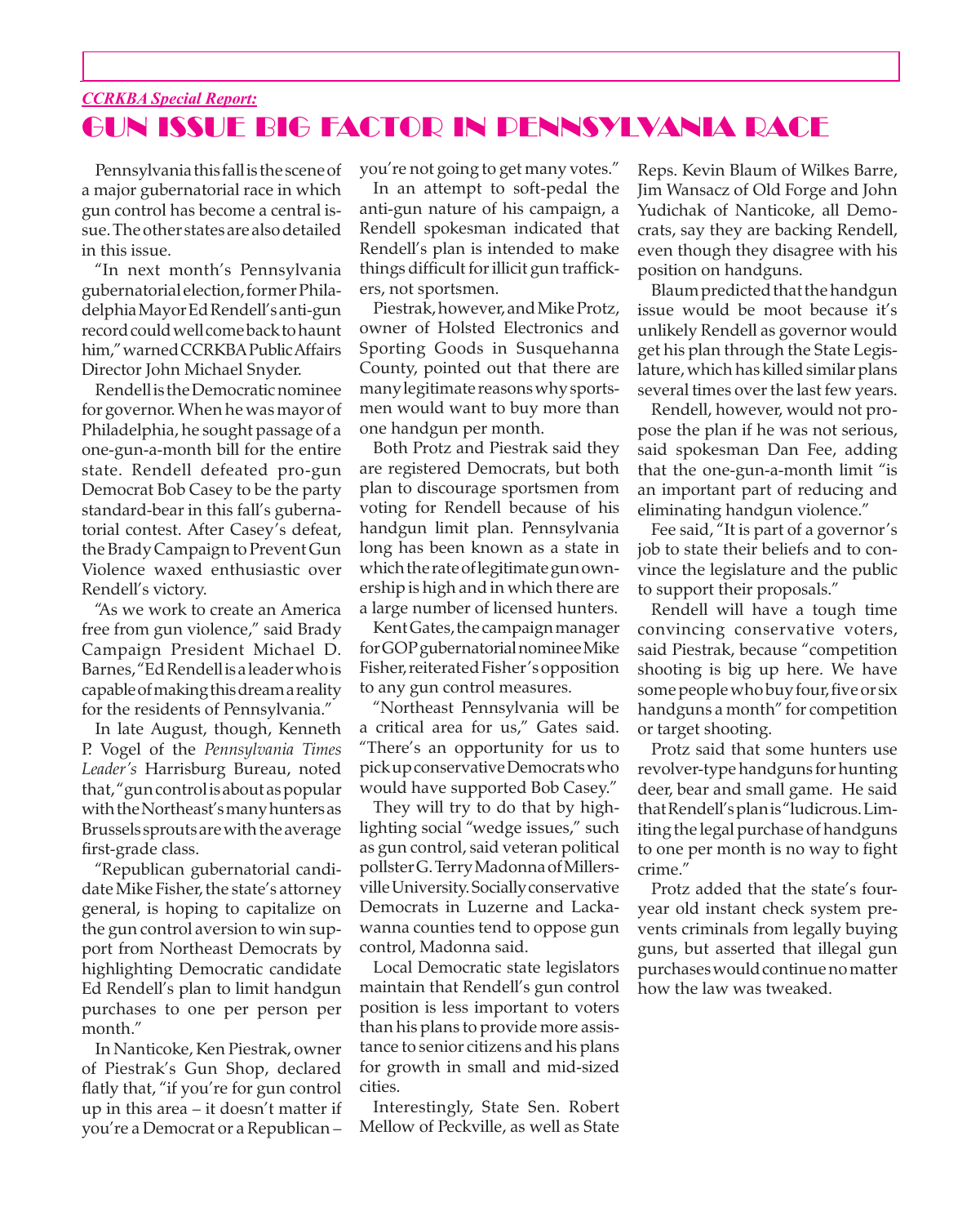*CCRKBA Special Report:*

# GUN ISSUE BIG FACTOR IN PENNSYLVANIA RACE

Pennsylvania this fall is the scene of a major gubernatorial race in which gun control has become a central issue. The other states are also detailed in this issue.

"In next month's Pennsylvania gubernatorial election, former Philadelphia Mayor Ed Rendell's anti-gun record could well come back to haunt him," warned CCRKBA Public Affairs Director John Michael Snyder.

Rendell is the Democratic nominee for governor. When he was mayor of Philadelphia, he sought passage of a one-gun-a-month bill for the entire state. Rendell defeated pro-gun Democrat Bob Casey to be the party standard-bear in this fall's gubernatorial contest. After Casey's defeat, the Brady Campaign to Prevent Gun Violence waxed enthusiastic over Rendell's victory.

"As we work to create an America free from gun violence," said Brady Campaign President Michael D. Barnes, "Ed Rendell is a leader who is capable of making this dream a reality for the residents of Pennsylvania."

In late August, though, Kenneth P. Vogel of the *Pennsylvania Times Leader's* Harrisburg Bureau, noted that, "gun control is about as popular with the Northeast's many hunters as Brussels sprouts are with the average first-grade class.

"Republican gubernatorial candidate Mike Fisher, the state's attorney general, is hoping to capitalize on the gun control aversion to win support from Northeast Democrats by highlighting Democratic candidate Ed Rendell's plan to limit handgun purchases to one per person per month."

In Nanticoke, Ken Piestrak, owner of Piestrak's Gun Shop, declared flatly that, "if you're for gun control up in this area – it doesn't matter if you're a Democrat or a Republican – you're not going to get many votes."

In an attempt to soft-pedal the anti-gun nature of his campaign, a Rendell spokesman indicated that Rendell's plan is intended to make things difficult for illicit gun traffickers, not sportsmen.

Piestrak, however, and Mike Protz, owner of Holsted Electronics and Sporting Goods in Susquehanna County, pointed out that there are many legitimate reasons why sportsmen would want to buy more than one handgun per month.

Both Protz and Piestrak said they are registered Democrats, but both plan to discourage sportsmen from voting for Rendell because of his handgun limit plan. Pennsylvania long has been known as a state in which the rate of legitimate gun ownership is high and in which there are a large number of licensed hunters.

Kent Gates, the campaign manager for GOP gubernatorial nominee Mike Fisher, reiterated Fisher's opposition to any gun control measures.

"Northeast Pennsylvania will be a critical area for us," Gates said. "There's an opportunity for us to pick up conservative Democrats who would have supported Bob Casey."

They will try to do that by highlighting social "wedge issues," such as gun control, said veteran political pollster G. Terry Madonna of Millersville University. Socially conservative Democrats in Luzerne and Lackawanna counties tend to oppose gun control, Madonna said.

Local Democratic state legislators maintain that Rendell's gun control position is less important to voters than his plans to provide more assistance to senior citizens and his plans for growth in small and mid-sized cities.

Interestingly, State Sen. Robert Mellow of Peckville, as well as State Reps. Kevin Blaum of Wilkes Barre, Jim Wansacz of Old Forge and John Yudichak of Nanticoke, all Democrats, say they are backing Rendell, even though they disagree with his position on handguns.

Blaum predicted that the handgun issue would be moot because it's unlikely Rendell as governor would get his plan through the State Legislature, which has killed similar plans several times over the last few years.

Rendell, however, would not propose the plan if he was not serious, said spokesman Dan Fee, adding that the one-gun-a-month limit "is an important part of reducing and eliminating handgun violence."

Fee said, "It is part of a governor's job to state their beliefs and to convince the legislature and the public to support their proposals."

Rendell will have a tough time convincing conservative voters, said Piestrak, because "competition shooting is big up here. We have some people who buy four, five or six handguns a month" for competition or target shooting.

Protz said that some hunters use revolver-type handguns for hunting deer, bear and small game. He said that Rendell's plan is "ludicrous. Limiting the legal purchase of handguns to one per month is no way to fight crime."

Protz added that the state's four-year old instant check system prevents criminals from legally buying guns, but asserted that illegal gun purchases would continue no matter how the law was tweaked.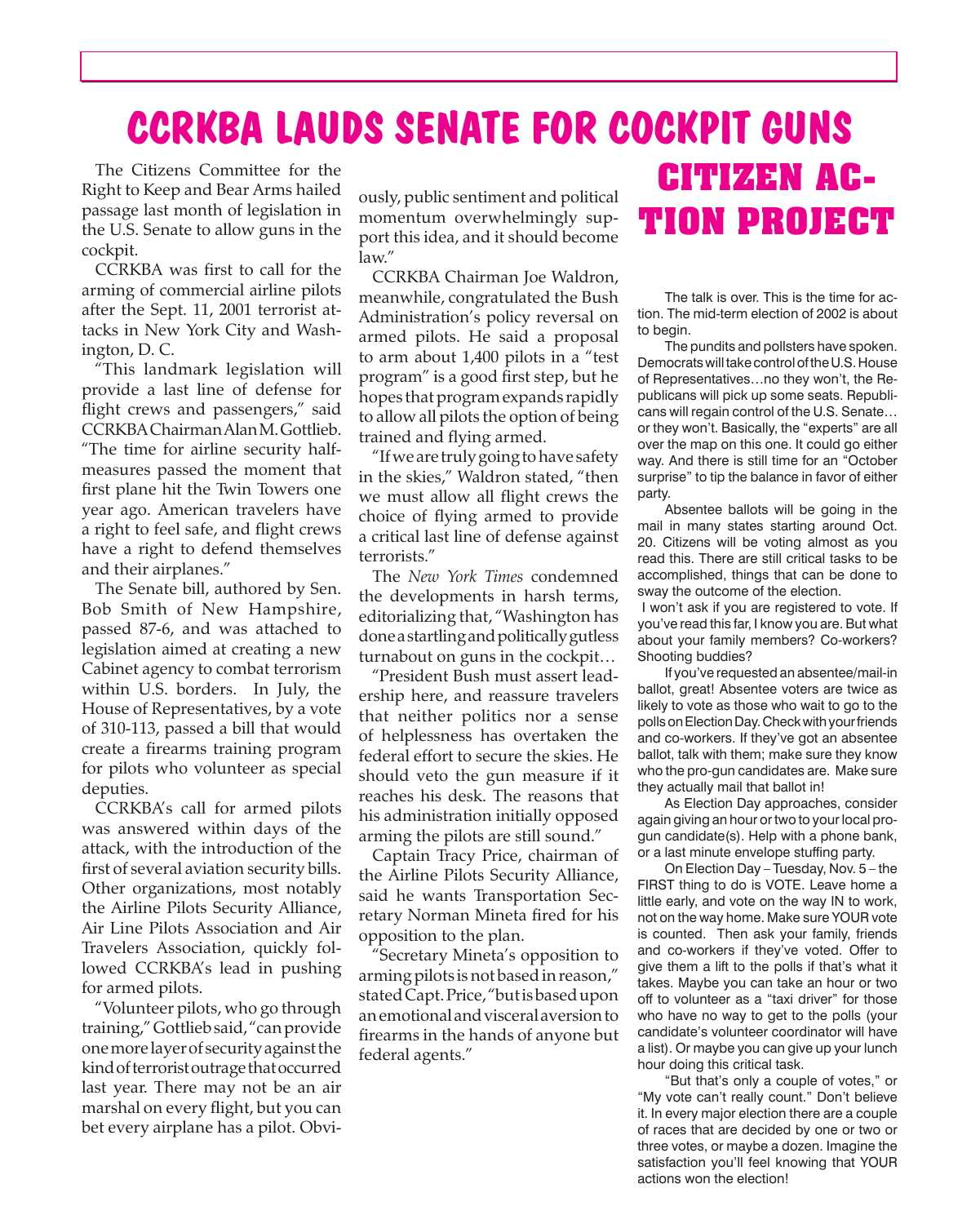# CCRKBA LAUDS SENATE FOR COCKPIT GUNS

The Citizens Committee for the Right to Keep and Bear Arms hailed passage last month of legislation in the U.S. Senate to allow guns in the cockpit.

CCRKBA was first to call for the arming of commercial airline pilots after the Sept. 11, 2001 terrorist attacks in New York City and Washington, D. C.

"This landmark legislation will provide a last line of defense for flight crews and passengers," said CCRKBA Chairman Alan M. Gottlieb. "The time for airline security half-measures passed the moment that first plane hit the Twin Towers one year ago. American travelers have a right to feel safe, and flight crews have a right to defend themselves and their airplanes."

The Senate bill, authored by Sen. Bob Smith of New Hampshire, passed 87-6, and was attached to legislation aimed at creating a new Cabinet agency to combat terrorism within U.S. borders. In July, the House of Representatives, by a vote of 310-113, passed a bill that would create a firearms training program for pilots who volunteer as special deputies.

CCRKBA's call for armed pilots was answered within days of the attack, with the introduction of the first of several aviation security bills. Other organizations, most notably the Airline Pilots Security Alliance, Air Line Pilots Association and Air Travelers Association, quickly followed CCRKBA's lead in pushing for armed pilots.

"Volunteer pilots, who go through training," Gottlieb said, "can provide one more layer of security against the kind of terrorist outrage that occurred last year. There may not be an air marshal on every flight, but you can bet every airplane has a pilot. Obviously, public sentiment and political momentum overwhelmingly support this idea, and it should become law."

CCRKBA Chairman Joe Waldron, meanwhile, congratulated the Bush Administration's policy reversal on armed pilots. He said a proposal to arm about 1,400 pilots in a "test program" is a good first step, but he hopes that program expands rapidly to allow all pilots the option of being trained and flying armed.

"If we are truly going to have safety in the skies," Waldron stated, "then we must allow all flight crews the choice of flying armed to provide a critical last line of defense against terrorists."

The *New York Times* condemned the developments in harsh terms, editorializing that, "Washington has done a startling and politically gutless turnabout on guns in the cockpit…

"President Bush must assert leadership here, and reassure travelers that neither politics nor a sense of helplessness has overtaken the federal effort to secure the skies. He should veto the gun measure if it reaches his desk. The reasons that his administration initially opposed arming the pilots are still sound."

Captain Tracy Price, chairman of the Airline Pilots Security Alliance, said he wants Transportation Secretary Norman Mineta fired for his opposition to the plan.

"Secretary Mineta's opposition to arming pilots is not based in reason," stated Capt. Price, "but is based upon an emotional and visceral aversion to firearms in the hands of anyone but federal agents."

# CITIZEN ACTION PROJECT

The talk is over. This is the time for action. The mid-term election of 2002 is about to begin.

The pundits and pollsters have spoken. Democrats will take control of the U.S. House of Representatives…no they won't, the Republicans will pick up some seats. Republicans will regain control of the U.S. Senate…or they won't. Basically, the "experts" are all over the map on this one. It could go either way. And there is still time for an "October surprise" to tip the balance in favor of either party.

Absentee ballots will be going in the mail in many states starting around Oct. 20. Citizens will be voting almost as you read this. There are still critical tasks to be accomplished, things that can be done to sway the outcome of the election.

I won't ask if you are registered to vote. If you've read this far, I know you are. But what about your family members? Co-workers? Shooting buddies?

If you've requested an absentee/mail-in ballot, great! Absentee voters are twice as likely to vote as those who wait to go to the polls on Election Day. Check with your friends and co-workers. If they've got an absentee ballot, talk with them; make sure they know who the pro-gun candidates are. Make sure they actually mail that ballot in!

As Election Day approaches, consider again giving an hour or two to your local pro-gun candidate(s). Help with a phone bank, or a last minute envelope stuffing party.

On Election Day – Tuesday, Nov. 5 – the FIRST thing to do is VOTE. Leave home a little early, and vote on the way IN to work, not on the way home. Make sure YOUR vote is counted. Then ask your family, friends and co-workers if they've voted. Offer to give them a lift to the polls if that's what it takes. Maybe you can take an hour or two off to volunteer as a "taxi driver" for those who have no way to get to the polls (your candidate's volunteer coordinator will have a list). Or maybe you can give up your lunch hour doing this critical task.

"But that's only a couple of votes," or "My vote can't really count." Don't believe it. In every major election there are a couple of races that are decided by one or two or three votes, or maybe a dozen. Imagine the satisfaction you'll feel knowing that YOUR actions won the election!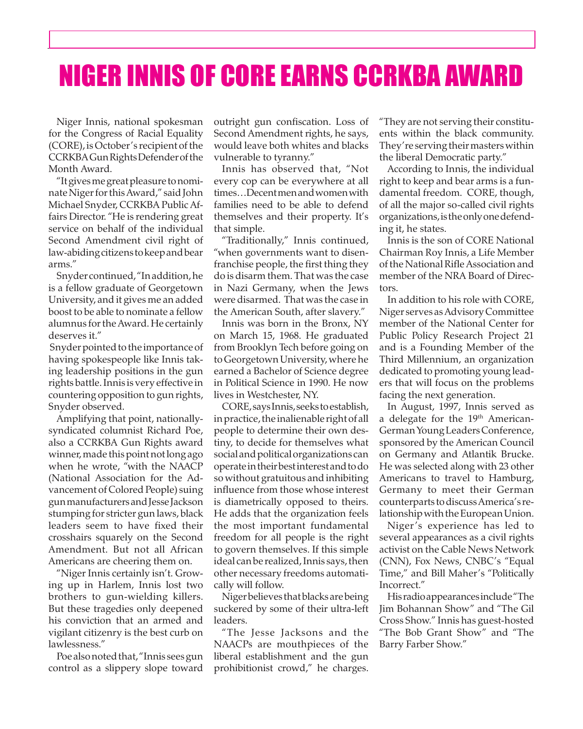# NIGER INNIS OF CORE EARNS CCRKBA AWARD

Niger Innis, national spokesman for the Congress of Racial Equality (CORE), is October's recipient of the CCRKBA Gun Rights Defender of the Month Award.

"It gives me great pleasure to nominate Niger for this Award," said John Michael Snyder, CCRKBA Public Affairs Director. "He is rendering great service on behalf of the individual Second Amendment civil right of law-abiding citizens to keep and bear arms."

Snyder continued, "In addition, he is a fellow graduate of Georgetown University, and it gives me an added boost to be able to nominate a fellow alumnus for the Award. He certainly deserves it."

Snyder pointed to the importance of having spokespeople like Innis taking leadership positions in the gun rights battle. Innis is very effective in countering opposition to gun rights, Snyder observed.

Amplifying that point, nationally-syndicated columnist Richard Poe, also a CCRKBA Gun Rights award winner, made this point not long ago when he wrote, "with the NAACP (National Association for the Advancement of Colored People) suing gun manufacturers and Jesse Jackson stumping for stricter gun laws, black leaders seem to have fixed their crosshairs squarely on the Second Amendment. But not all African Americans are cheering them on.

"Niger Innis certainly isn't. Growing up in Harlem, Innis lost two brothers to gun-wielding killers. But these tragedies only deepened his conviction that an armed and vigilant citizenry is the best curb on lawlessness."

Poe also noted that, "Innis sees gun control as a slippery slope toward outright gun confiscation. Loss of Second Amendment rights, he says, would leave both whites and blacks vulnerable to tyranny."

Innis has observed that, "Not every cop can be everywhere at all times…Decent men and women with families need to be able to defend themselves and their property. It's that simple.

"Traditionally," Innis continued, "when governments want to disenfranchise people, the first thing they do is disarm them. That was the case in Nazi Germany, when the Jews were disarmed. That was the case in the American South, after slavery."

Innis was born in the Bronx, NY on March 15, 1968. He graduated from Brooklyn Tech before going on to Georgetown University, where he earned a Bachelor of Science degree in Political Science in 1990. He now lives in Westchester, NY.

CORE, says Innis, seeks to establish, in practice, the inalienable right of all people to determine their own destiny, to decide for themselves what social and political organizations can operate in their best interest and to do so without gratuitous and inhibiting influence from those whose interest is diametrically opposed to theirs. He adds that the organization feels the most important fundamental freedom for all people is the right to govern themselves. If this simple ideal can be realized, Innis says, then other necessary freedoms automatically will follow.

Niger believes that blacks are being suckered by some of their ultra-left leaders.

"The Jesse Jacksons and the NAACPs are mouthpieces of the liberal establishment and the gun prohibitionist crowd," he charges. "They are not serving their constituents within the black community. They're serving their masters within the liberal Democratic party."

According to Innis, the individual right to keep and bear arms is a fundamental freedom. CORE, though, of all the major so-called civil rights organizations, is the only one defending it, he states.

Innis is the son of CORE National Chairman Roy Innis, a Life Member of the National Rifle Association and member of the NRA Board of Directors.

In addition to his role with CORE, Niger serves as Advisory Committee member of the National Center for Public Policy Research Project 21 and is a Founding Member of the Third Millennium, an organization dedicated to promoting young leaders that will focus on the problems facing the next generation.

In August, 1997, Innis served as a delegate for the 19th American-German Young Leaders Conference, sponsored by the American Council on Germany and Atlantik Brucke. He was selected along with 23 other Americans to travel to Hamburg, Germany to meet their German counterparts to discuss America's relationship with the European Union.

Niger's experience has led to several appearances as a civil rights activist on the Cable News Network (CNN), Fox News, CNBC's "Equal Time," and Bill Maher's "Politically Incorrect."

His radio appearances include "The Jim Bohannan Show" and "The Gil Cross Show." Innis has guest-hosted "The Bob Grant Show" and "The Barry Farber Show."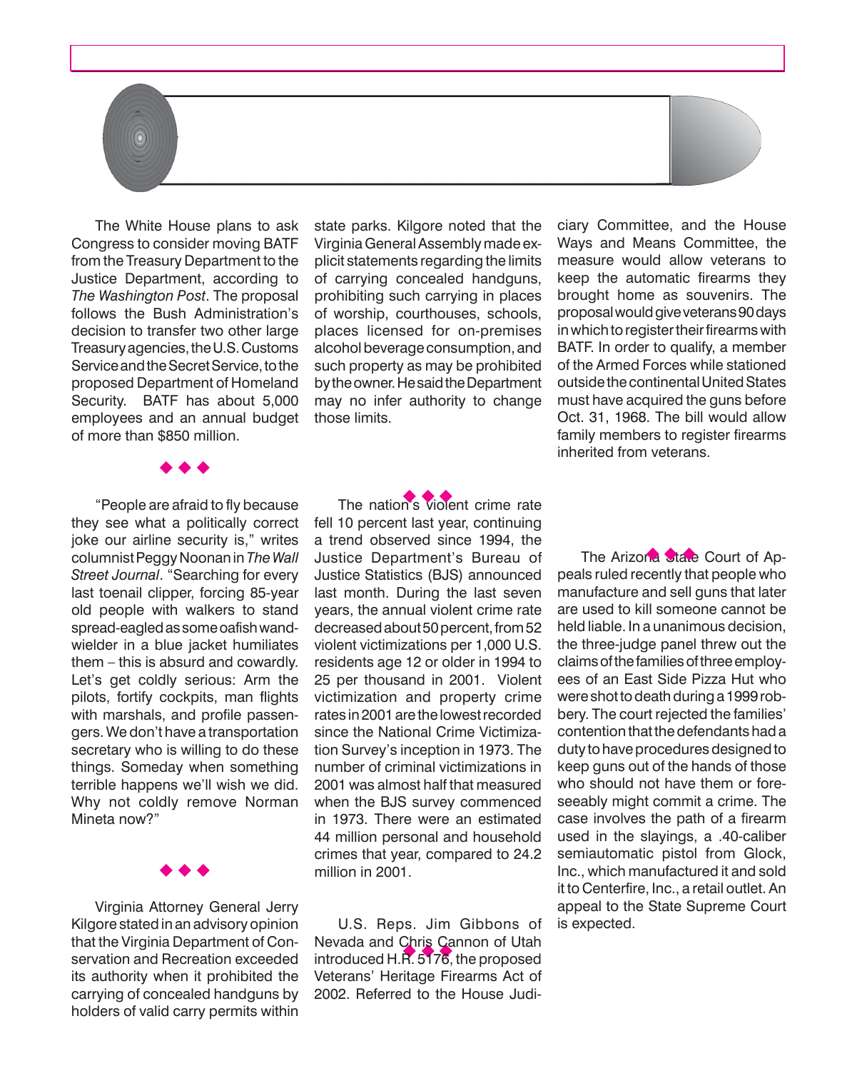The White House plans to ask Congress to consider moving BATF from the Treasury Department to the Justice Department, according to *The Washington Post*. The proposal follows the Bush Administration's decision to transfer two other large Treasury agencies, the U.S. Customs Service and the Secret Service, to the proposed Department of Homeland Security. BATF has about 5,000 employees and an annual budget of more than $850 million.

◆ ◆ ◆

"People are afraid to fly because they see what a politically correct joke our airline security is," writes columnist Peggy Noonan in *The Wall Street Journal*. "Searching for every last toenail clipper, forcing 85-year old people with walkers to stand spread-eagled as some oafish wand-wielder in a blue jacket humiliates them – this is absurd and cowardly. Let's get coldly serious: Arm the pilots, fortify cockpits, man flights with marshals, and profile passengers. We don't have a transportation secretary who is willing to do these things. Someday when something terrible happens we'll wish we did. Why not coldly remove Norman Mineta now?"

◆ ◆ ◆

Virginia Attorney General Jerry Kilgore stated in an advisory opinion that the Virginia Department of Conservation and Recreation exceeded its authority when it prohibited the carrying of concealed handguns by holders of valid carry permits within state parks. Kilgore noted that the Virginia General Assembly made explicit statements regarding the limits of carrying concealed handguns, prohibiting such carrying in places of worship, courthouses, schools, places licensed for on-premises alcohol beverage consumption, and such property as may be prohibited by the owner. He said the Department may no infer authority to change those limits.

◆ ◆ ◆

The nation's violent crime rate fell 10 percent last year, continuing a trend observed since 1994, the Justice Department's Bureau of Justice Statistics (BJS) announced last month. During the last seven years, the annual violent crime rate decreased about 50 percent, from 52 violent victimizations per 1,000 U.S. residents age 12 or older in 1994 to 25 per thousand in 2001. Violent victimization and property crime rates in 2001 are the lowest recorded since the National Crime Victimization Survey's inception in 1973. The number of criminal victimizations in 2001 was almost half that measured when the BJS survey commenced in 1973. There were an estimated 44 million personal and household crimes that year, compared to 24.2 million in 2001.

◆ ◆ ◆

U.S. Reps. Jim Gibbons of Nevada and Chris Cannon of Utah introduced H.R. 5176, the proposed Veterans' Heritage Firearms Act of 2002. Referred to the House Judiciary Committee, and the House Ways and Means Committee, the measure would allow veterans to keep the automatic firearms they brought home as souvenirs. The proposal would give veterans 90 days in which to register their firearms with BATF. In order to qualify, a member of the Armed Forces while stationed outside the continental United States must have acquired the guns before Oct. 31, 1968. The bill would allow family members to register firearms inherited from veterans.

◆ ◆ ◆

The Arizona State Court of Appeals ruled recently that people who manufacture and sell guns that later are used to kill someone cannot be held liable. In a unanimous decision, the three-judge panel threw out the claims of the families of three employees of an East Side Pizza Hut who were shot to death during a 1999 robbery. The court rejected the families' contention that the defendants had a duty to have procedures designed to keep guns out of the hands of those who should not have them or foreseeably might commit a crime. The case involves the path of a firearm used in the slayings, a .40-caliber semiautomatic pistol from Glock, Inc., which manufactured it and sold it to Centerfire, Inc., a retail outlet. An appeal to the State Supreme Court is expected.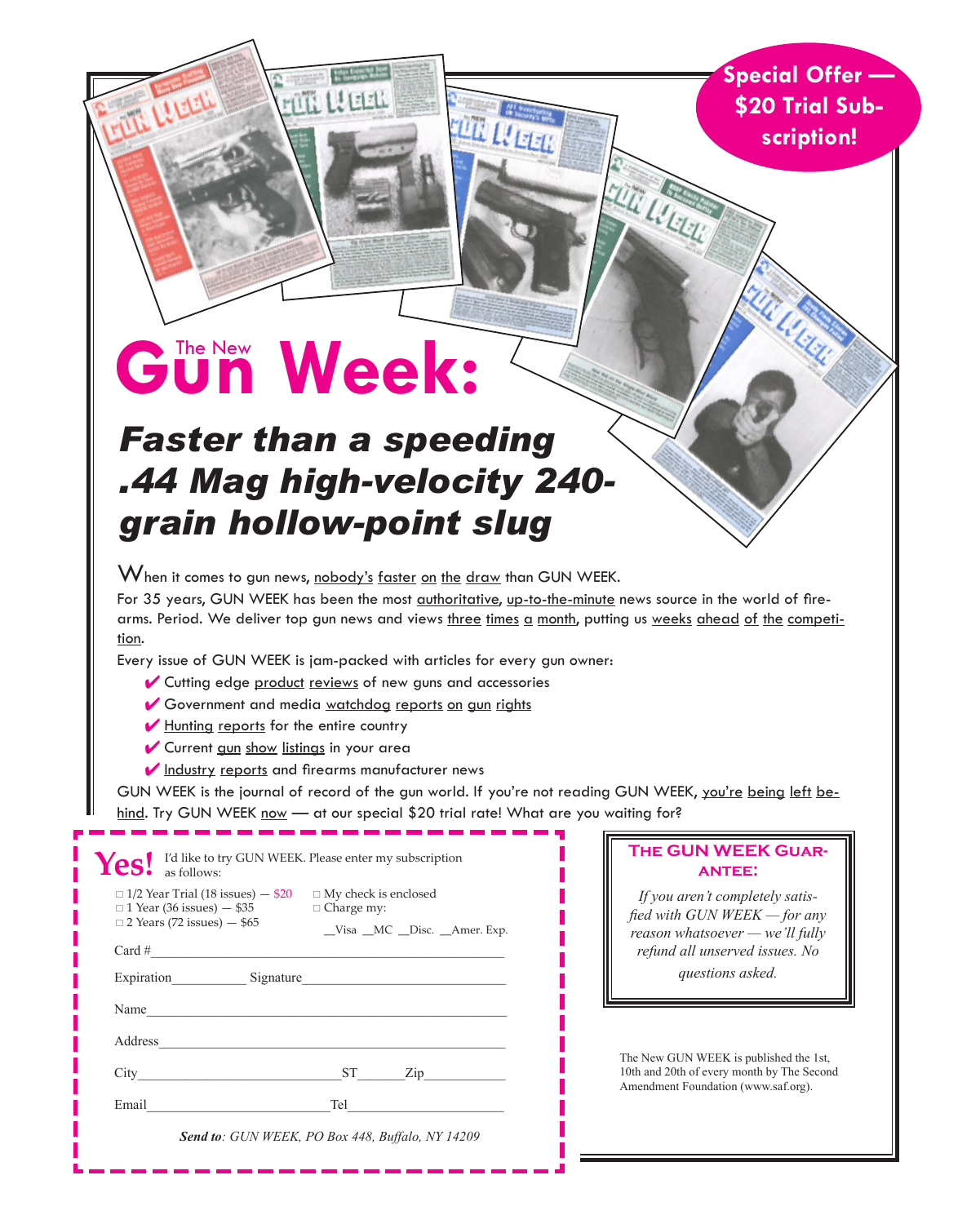Special Offer — $20 Trial Subscription!

# The New Gun Week:

## *Faster than a speeding .44 Mag high-velocity 240-grain hollow-point slug*

When it comes to gun news, nobody's faster on the draw than GUN WEEK.

For 35 years, GUN WEEK has been the most authoritative, up-to-the-minute news source in the world of firearms. Period. We deliver top gun news and views three times a month, putting us weeks ahead of the competition.

Every issue of GUN WEEK is jam-packed with articles for every gun owner:

- ✔ Cutting edge product reviews of new guns and accessories
- ✔ Government and media watchdog reports on gun rights
- ✔ Hunting reports for the entire country
- ✔ Current gun show listings in your area
- ✔ Industry reports and firearms manufacturer news

GUN WEEK is the journal of record of the gun world. If you're not reading GUN WEEK, you're being left behind. Try GUN WEEK now — at our special $20 trial rate! What are you waiting for?

**Yes!** I'd like to try GUN WEEK. Please enter my subscription as follows:

□ 1/2 Year Trial (18 issues) — $20
□ 1 Year (36 issues) — $35
□ 2 Years (72 issues) — $65

□ My check is enclosed
□ Charge my:
__Visa __MC __Disc. __Amer. Exp.

Card #____________________

Expiration__________ Signature____________________

Name____________________

Address____________________

City____________________ ST______ Zip__________

Email____________________ Tel____________________

***Send to**: GUN WEEK, PO Box 448, Buffalo, NY 14209*

### The GUN WEEK Guarantee:

*If you aren't completely satisfied with GUN WEEK — for any reason whatsoever — we'll fully refund all unserved issues. No questions asked.*

The New GUN WEEK is published the 1st, 10th and 20th of every month by The Second Amendment Foundation (www.saf.org).